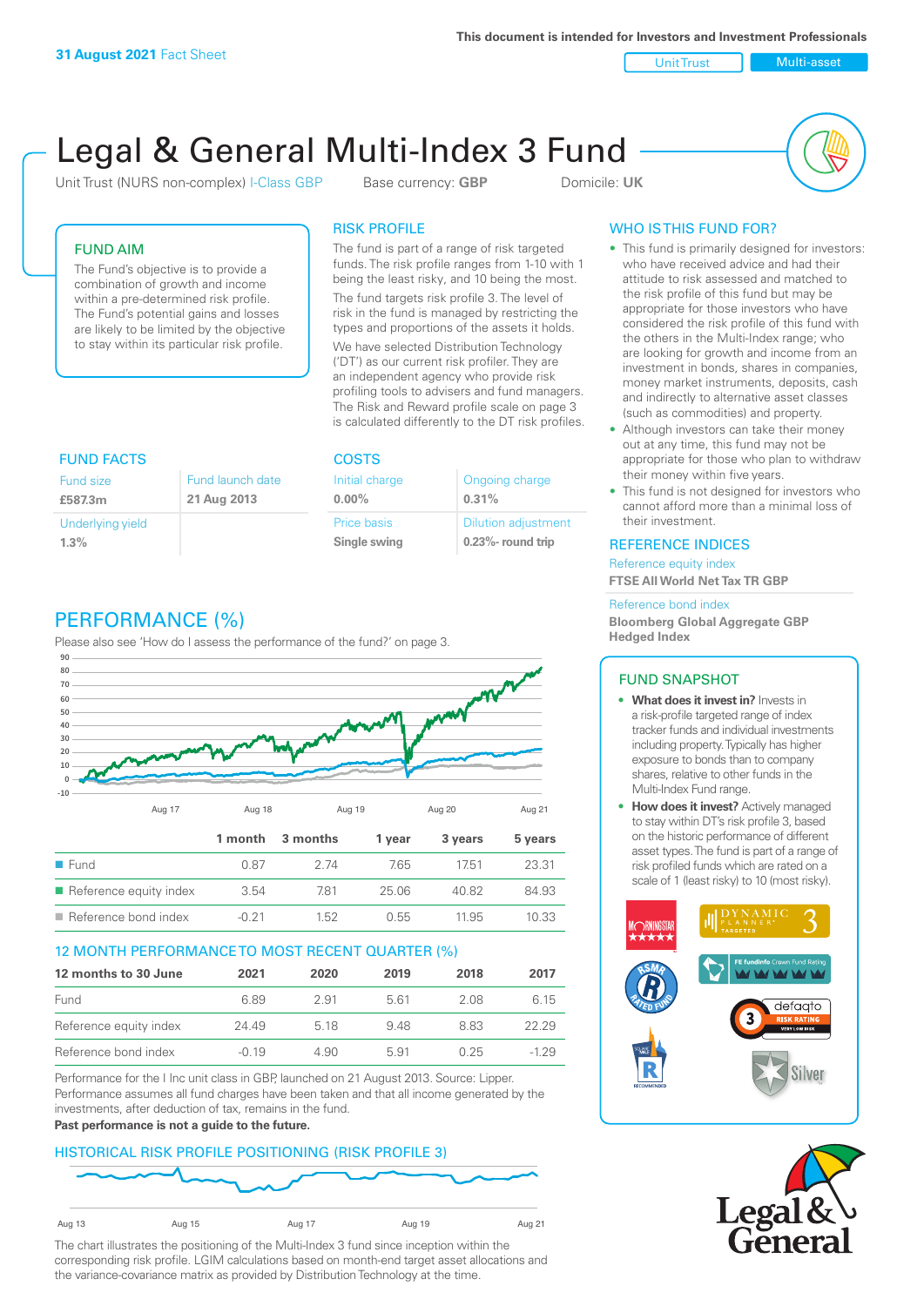31 August 2021 Fact Sheet

This document is intended for Investors and Investment Professionals

Unit Trust | Multi-asset

# Legal & General Multi-Index 3 Fund

Unit Trust (NURS non-complex) I-Class GBP    Base currency: GBP    Domicile: UK

## FUND AIM

The Fund's objective is to provide a combination of growth and income within a pre-determined risk profile. The Fund's potential gains and losses are likely to be limited by the objective to stay within its particular risk profile.

## RISK PROFILE

The fund is part of a range of risk targeted funds. The risk profile ranges from 1-10 with 1 being the least risky, and 10 being the most.

The fund targets risk profile 3. The level of risk in the fund is managed by restricting the types and proportions of the assets it holds.

We have selected Distribution Technology ('DT') as our current risk profiler. They are an independent agency who provide risk profiling tools to advisers and fund managers. The Risk and Reward profile scale on page 3 is calculated differently to the DT risk profiles.

## WHO IS THIS FUND FOR?

- This fund is primarily designed for investors: who have received advice and had their attitude to risk assessed and matched to the risk profile of this fund but may be appropriate for those investors who have considered the risk profile of this fund with the others in the Multi-Index range; who are looking for growth and income from an investment in bonds, shares in companies, money market instruments, deposits, cash and indirectly to alternative asset classes (such as commodities) and property.
- Although investors can take their money out at any time, this fund may not be appropriate for those who plan to withdraw their money within five years.
- This fund is not designed for investors who cannot afford more than a minimal loss of their investment.

## FUND FACTS

| Fund size | Fund launch date |
|---|---|
| £587.3m | 21 Aug 2013 |
| Underlying yield | |
| 1.3% | |

## COSTS

| Initial charge | Ongoing charge |
|---|---|
| 0.00% | 0.31% |
| Price basis | Dilution adjustment |
| Single swing | 0.23%- round trip |

## REFERENCE INDICES

Reference equity index
**FTSE All World Net Tax TR GBP**

Reference bond index
**Bloomberg Global Aggregate GBP Hedged Index**

## PERFORMANCE (%)

Please also see 'How do I assess the performance of the fund?' on page 3.

| | 1 month | 3 months | 1 year | 3 years | 5 years |
|---|---|---|---|---|---|
| Fund | 0.87 | 2.74 | 7.65 | 17.51 | 23.31 |
| Reference equity index | 3.54 | 7.81 | 25.06 | 40.82 | 84.93 |
| Reference bond index | -0.21 | 1.52 | 0.55 | 11.95 | 10.33 |

## 12 MONTH PERFORMANCE TO MOST RECENT QUARTER (%)

| 12 months to 30 June | 2021 | 2020 | 2019 | 2018 | 2017 |
|---|---|---|---|---|---|
| Fund | 6.89 | 2.91 | 5.61 | 2.08 | 6.15 |
| Reference equity index | 24.49 | 5.18 | 9.48 | 8.83 | 22.29 |
| Reference bond index | -0.19 | 4.90 | 5.91 | 0.25 | -1.29 |

Performance for the I Inc unit class in GBP, launched on 21 August 2013. Source: Lipper. Performance assumes all fund charges have been taken and that all income generated by the investments, after deduction of tax, remains in the fund.

**Past performance is not a guide to the future.**

## HISTORICAL RISK PROFILE POSITIONING (RISK PROFILE 3)

The chart illustrates the positioning of the Multi-Index 3 fund since inception within the corresponding risk profile. LGIM calculations based on month-end target asset allocations and the variance-covariance matrix as provided by Distribution Technology at the time.

## FUND SNAPSHOT

- **What does it invest in?** Invests in a risk-profile targeted range of index tracker funds and individual investments including property. Typically has higher exposure to bonds than to company shares, relative to other funds in the Multi-Index Fund range.
- **How does it invest?** Actively managed to stay within DT's risk profile 3, based on the historic performance of different asset types. The fund is part of a range of risk profiled funds which are rated on a scale of 1 (least risky) to 10 (most risky).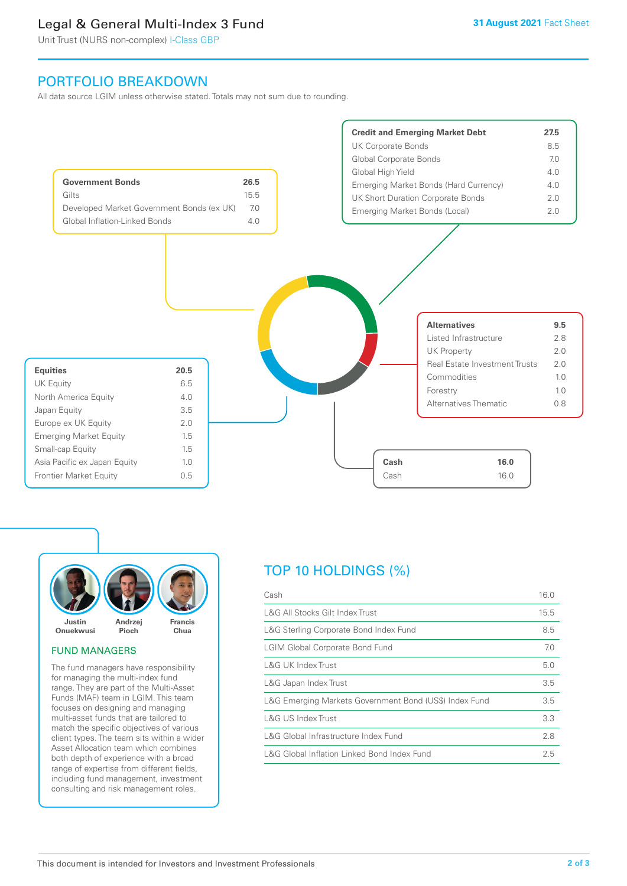## PORTFOLIO BREAKDOWN

All data source LGIM unless otherwise stated. Totals may not sum due to rounding.

| Government Bonds | 26.5 |
|---|---|
| Gilts | 15.5 |
| Developed Market Government Bonds (ex UK) | 7.0 |
| Global Inflation-Linked Bonds | 4.0 |

| Credit and Emerging Market Debt | 27.5 |
|---|---|
| UK Corporate Bonds | 8.5 |
| Global Corporate Bonds | 7.0 |
| Global High Yield | 4.0 |
| Emerging Market Bonds (Hard Currency) | 4.0 |
| UK Short Duration Corporate Bonds | 2.0 |
| Emerging Market Bonds (Local) | 2.0 |

| Alternatives | 9.5 |
|---|---|
| Listed Infrastructure | 2.8 |
| UK Property | 2.0 |
| Real Estate Investment Trusts | 2.0 |
| Commodities | 1.0 |
| Forestry | 1.0 |
| Alternatives Thematic | 0.8 |

| Equities | 20.5 |
|---|---|
| UK Equity | 6.5 |
| North America Equity | 4.0 |
| Japan Equity | 3.5 |
| Europe ex UK Equity | 2.0 |
| Emerging Market Equity | 1.5 |
| Small-cap Equity | 1.5 |
| Asia Pacific ex Japan Equity | 1.0 |
| Frontier Market Equity | 0.5 |

| Cash | 16.0 |
|---|---|
| Cash | 16.0 |

Justin Onuekwusi, Andrzej Pioch, Francis Chua

### FUND MANAGERS

The fund managers have responsibility for managing the multi-index fund range. They are part of the Multi-Asset Funds (MAF) team in LGIM. This team focuses on designing and managing multi-asset funds that are tailored to match the specific objectives of various client types. The team sits within a wider Asset Allocation team which combines both depth of experience with a broad range of expertise from different fields, including fund management, investment consulting and risk management roles.

## TOP 10 HOLDINGS (%)

| Holding | % |
|---|---|
| Cash | 16.0 |
| L&G All Stocks Gilt Index Trust | 15.5 |
| L&G Sterling Corporate Bond Index Fund | 8.5 |
| LGIM Global Corporate Bond Fund | 7.0 |
| L&G UK Index Trust | 5.0 |
| L&G Japan Index Trust | 3.5 |
| L&G Emerging Markets Government Bond (US$) Index Fund | 3.5 |
| L&G US Index Trust | 3.3 |
| L&G Global Infrastructure Index Fund | 2.8 |
| L&G Global Inflation Linked Bond Index Fund | 2.5 |

This document is intended for Investors and Investment Professionals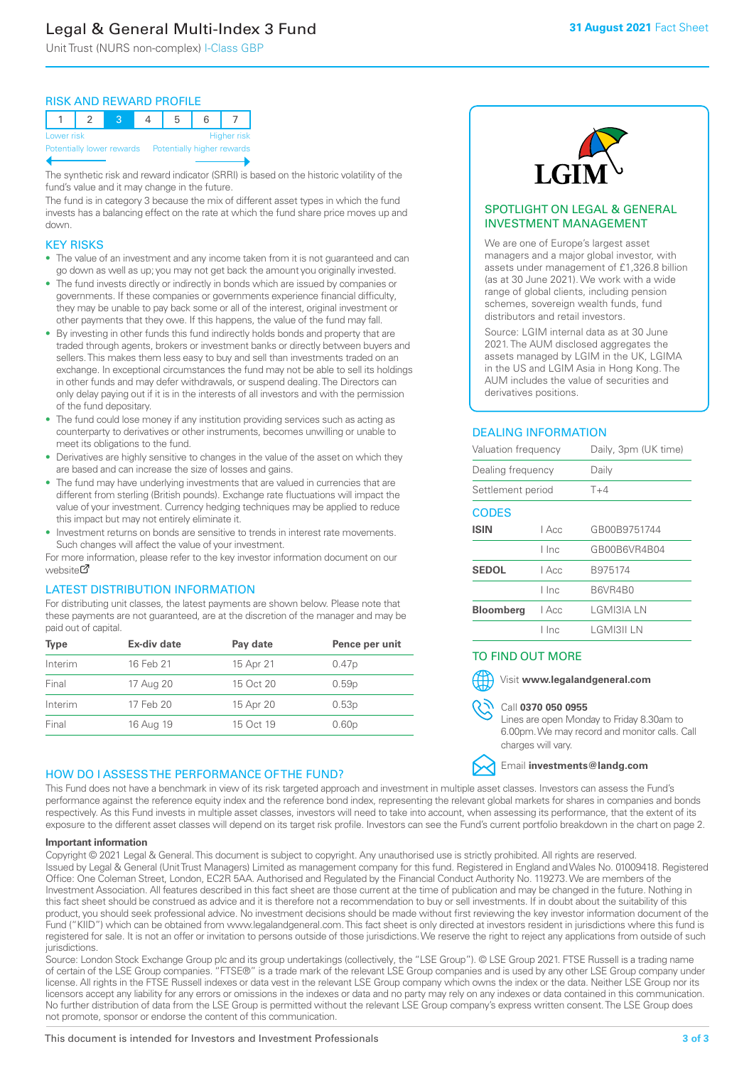# Legal & General Multi-Index 3 Fund

Unit Trust (NURS non-complex) I-Class GBP

**31 August 2021** Fact Sheet

## RISK AND REWARD PROFILE

| 1 | 2 | 3 | 4 | 5 | 6 | 7 |
|---|---|---|---|---|---|---|

Lower risk — Higher risk

Potentially lower rewards — Potentially higher rewards

The synthetic risk and reward indicator (SRRI) is based on the historic volatility of the fund's value and it may change in the future.

The fund is in category 3 because the mix of different asset types in which the fund invests has a balancing effect on the rate at which the fund share price moves up and down.

## KEY RISKS

- The value of an investment and any income taken from it is not guaranteed and can go down as well as up; you may not get back the amount you originally invested.
- The fund invests directly or indirectly in bonds which are issued by companies or governments. If these companies or governments experience financial difficulty, they may be unable to pay back some or all of the interest, original investment or other payments that they owe. If this happens, the value of the fund may fall.
- By investing in other funds this fund indirectly holds bonds and property that are traded through agents, brokers or investment banks or directly between buyers and sellers. This makes them less easy to buy and sell than investments traded on an exchange. In exceptional circumstances the fund may not be able to sell its holdings in other funds and may defer withdrawals, or suspend dealing. The Directors can only delay paying out if it is in the interests of all investors and with the permission of the fund depositary.
- The fund could lose money if any institution providing services such as acting as counterparty to derivatives or other instruments, becomes unwilling or unable to meet its obligations to the fund.
- Derivatives are highly sensitive to changes in the value of the asset on which they are based and can increase the size of losses and gains.
- The fund may have underlying investments that are valued in currencies that are different from sterling (British pounds). Exchange rate fluctuations will impact the value of your investment. Currency hedging techniques may be applied to reduce this impact but may not entirely eliminate it.
- Investment returns on bonds are sensitive to trends in interest rate movements. Such changes will affect the value of your investment.

For more information, please refer to the key investor information document on our website

## LATEST DISTRIBUTION INFORMATION

For distributing unit classes, the latest payments are shown below. Please note that these payments are not guaranteed, are at the discretion of the manager and may be paid out of capital.

| Type | Ex-div date | Pay date | Pence per unit |
|---|---|---|---|
| Interim | 16 Feb 21 | 15 Apr 21 | 0.47p |
| Final | 17 Aug 20 | 15 Oct 20 | 0.59p |
| Interim | 17 Feb 20 | 15 Apr 20 | 0.53p |
| Final | 16 Aug 19 | 15 Oct 19 | 0.60p |

## SPOTLIGHT ON LEGAL & GENERAL INVESTMENT MANAGEMENT

We are one of Europe's largest asset managers and a major global investor, with assets under management of £1,326.8 billion (as at 30 June 2021). We work with a wide range of global clients, including pension schemes, sovereign wealth funds, fund distributors and retail investors.

Source: LGIM internal data as at 30 June 2021. The AUM disclosed aggregates the assets managed by LGIM in the UK, LGIMA in the US and LGIM Asia in Hong Kong. The AUM includes the value of securities and derivatives positions.

## DEALING INFORMATION

| | |
|---|---|
| Valuation frequency | Daily, 3pm (UK time) |
| Dealing frequency | Daily |
| Settlement period | T+4 |

## CODES

| | | |
|---|---|---|
| **ISIN** | I Acc | GB00B9751744 |
| | I Inc | GB00B6VR4B04 |
| **SEDOL** | I Acc | B975174 |
| | I Inc | B6VR4B0 |
| **Bloomberg** | I Acc | LGMI3IA LN |
| | I Inc | LGMI3II LN |

## TO FIND OUT MORE

Visit **www.legalandgeneral.com**

Call **0370 050 0955**
Lines are open Monday to Friday 8.30am to 6.00pm. We may record and monitor calls. Call charges will vary.

Email **investments@landg.com**

## HOW DO I ASSESS THE PERFORMANCE OF THE FUND?

This Fund does not have a benchmark in view of its risk targeted approach and investment in multiple asset classes. Investors can assess the Fund's performance against the reference equity index and the reference bond index, representing the relevant global markets for shares in companies and bonds respectively. As this Fund invests in multiple asset classes, investors will need to take into account, when assessing its performance, that the extent of its exposure to the different asset classes will depend on its target risk profile. Investors can see the Fund's current portfolio breakdown in the chart on page 2.

**Important information**

Copyright © 2021 Legal & General. This document is subject to copyright. Any unauthorised use is strictly prohibited. All rights are reserved.

Issued by Legal & General (Unit Trust Managers) Limited as management company for this fund. Registered in England and Wales No. 01009418. Registered Office: One Coleman Street, London, EC2R 5AA. Authorised and Regulated by the Financial Conduct Authority No. 119273. We are members of the Investment Association. All features described in this fact sheet are those current at the time of publication and may be changed in the future. Nothing in this fact sheet should be construed as advice and it is therefore not a recommendation to buy or sell investments. If in doubt about the suitability of this product, you should seek professional advice. No investment decisions should be made without first reviewing the key investor information document of the Fund ("KIID") which can be obtained from www.legalandgeneral.com. This fact sheet is only directed at investors resident in jurisdictions where this fund is registered for sale. It is not an offer or invitation to persons outside of those jurisdictions. We reserve the right to reject any applications from outside of such jurisdictions.

Source: London Stock Exchange Group plc and its group undertakings (collectively, the "LSE Group"). © LSE Group 2021. FTSE Russell is a trading name of certain of the LSE Group companies. "FTSE®" is a trade mark of the relevant LSE Group companies and is used by any other LSE Group company under license. All rights in the FTSE Russell indexes or data vest in the relevant LSE Group company which owns the index or the data. Neither LSE Group nor its licensors accept any liability for any errors or omissions in the indexes or data and no party may rely on any indexes or data contained in this communication. No further distribution of data from the LSE Group is permitted without the relevant LSE Group company's express written consent. The LSE Group does not promote, sponsor or endorse the content of this communication.

This document is intended for Investors and Investment Professionals